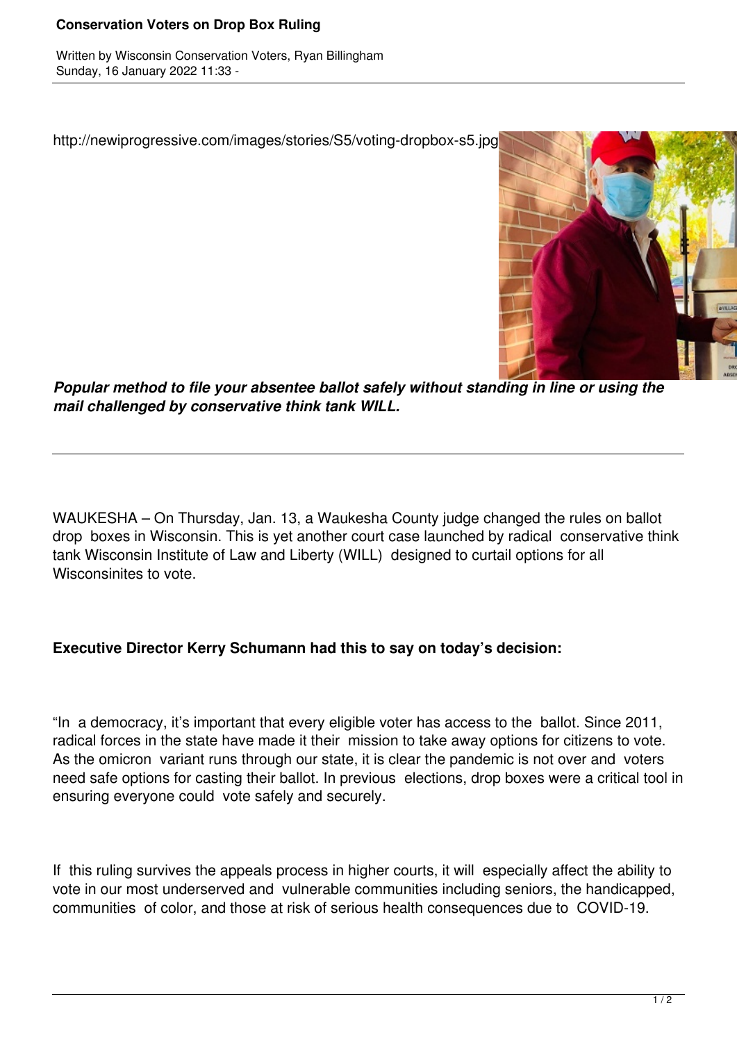# Conservation Voters on Drop Box Ruling

Written by Wisconsin Conservation Voters, Ryan Billingham
Sunday, 16 January 2022 11:33 -

http://newiprogressive.com/images/stories/S5/voting-dropbox-s5.jpg

***Popular method to file your absentee ballot safely without standing in line or using the mail challenged by conservative think tank WILL.***

---

WAUKESHA – On Thursday, Jan. 13, a Waukesha County judge changed the rules on ballot drop boxes in Wisconsin. This is yet another court case launched by radical conservative think tank Wisconsin Institute of Law and Liberty (WILL) designed to curtail options for all Wisconsinites to vote.

**Executive Director Kerry Schumann had this to say on today's decision:**

"In a democracy, it's important that every eligible voter has access to the ballot. Since 2011, radical forces in the state have made it their mission to take away options for citizens to vote. As the omicron variant runs through our state, it is clear the pandemic is not over and voters need safe options for casting their ballot. In previous elections, drop boxes were a critical tool in ensuring everyone could vote safely and securely.

If this ruling survives the appeals process in higher courts, it will especially affect the ability to vote in our most underserved and vulnerable communities including seniors, the handicapped, communities of color, and those at risk of serious health consequences due to COVID-19.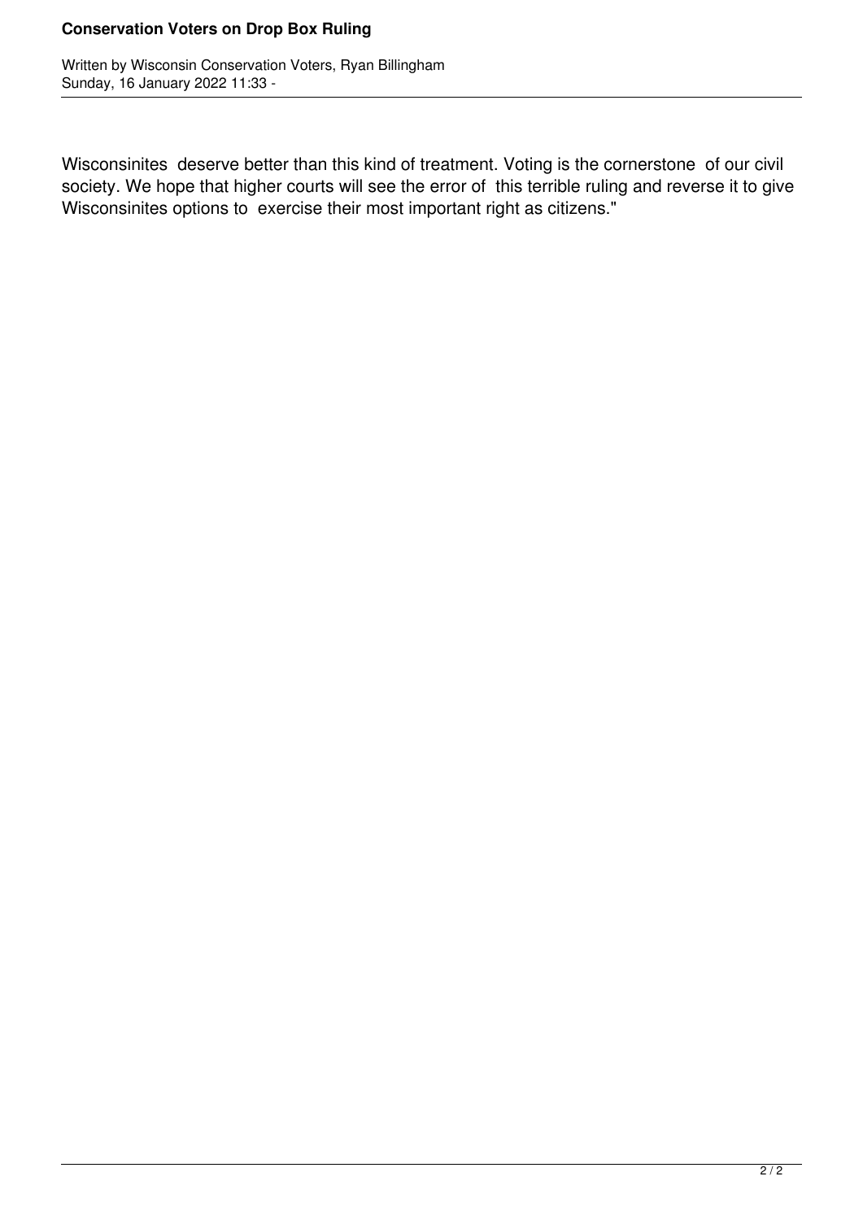Wisconsinites deserve better than this kind of treatment. Voting is the cornerstone of our civil society. We hope that higher courts will see the error of this terrible ruling and reverse it to give Wisconsinites options to exercise their most important right as citizens."